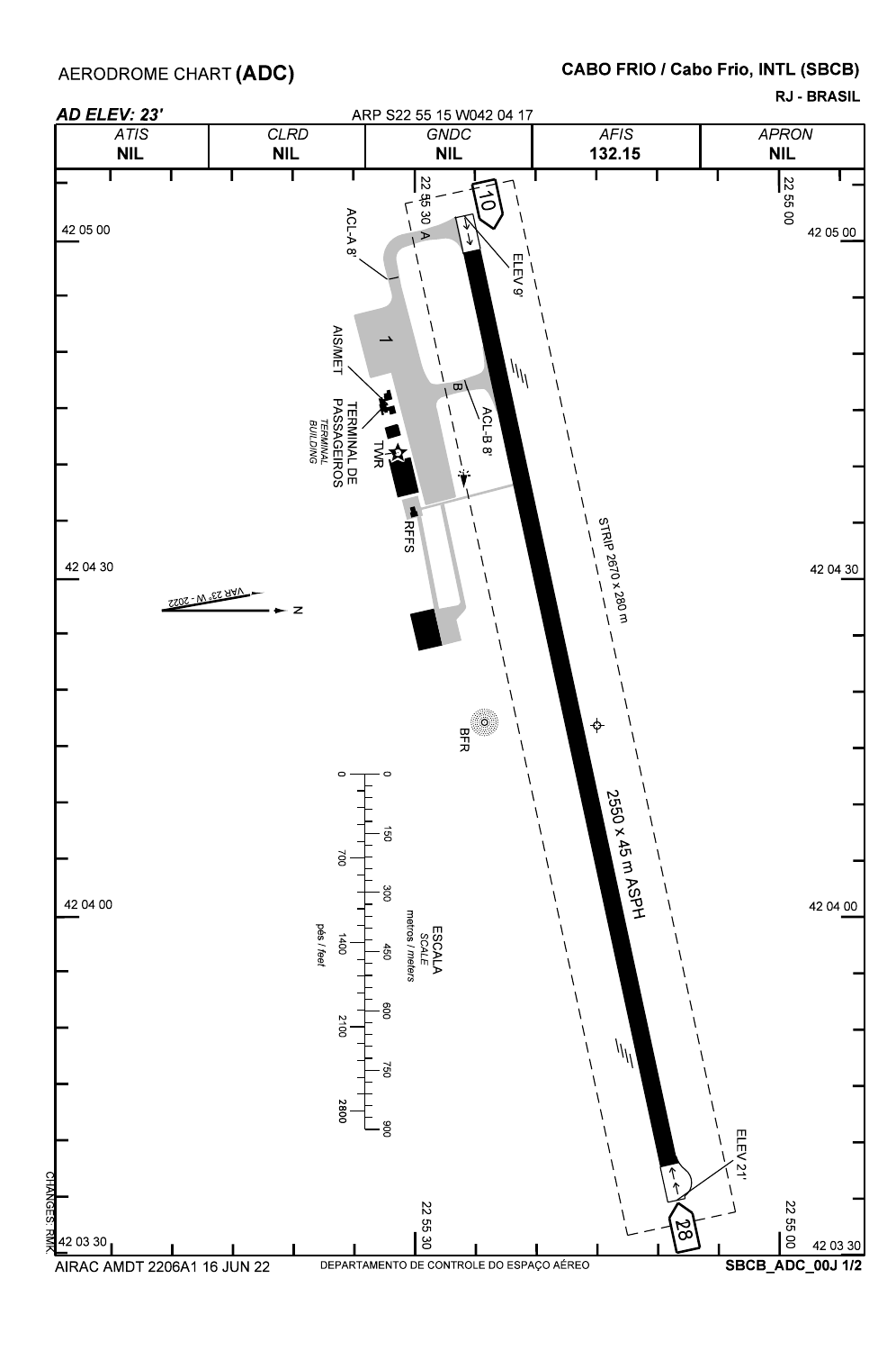# AERODROME CHART (ADC)

**CABO FRIO / Cabo Frio, INTL (SBCB)**

**RJ - BRASIL**

***AD ELEV: 23'***

ARP S22 55 15 W042 04 17

| *ATIS* | *CLRD* | *GNDC* | *AFIS* | *APRON* |
|---|---|---|---|---|
| **NIL** | **NIL** | **NIL** | **132.15** | **NIL** |

10

28

ELEV 9'

ELEV 21'

ACL-A 8'

ACL-B 8'

A

B

1

AIS/MET

TERMINAL DE PASSAGEIROS

*TERMINAL BUILDING*

TWR

RFFS

STRIP 2670 x 280 m

2550 x 45 m ASPH

BFR

VAR 23° W - 2022

N

ESCALA

*SCALE*

*metros / meters*: 0, 150, 300, 450, 600, 750, 900

*pés / feet*: 0, 700, 1400, 2100, 2800

22 55 30 | 22 55 00

42 05 00 | 42 04 30 | 42 04 00 | 42 03 30

CHANGES: RMK.

AIRAC AMDT 2206A1 16 JUN 22

DEPARTAMENTO DE CONTROLE DO ESPAÇO AÉREO

**SBCB_ADC_00J 1/2**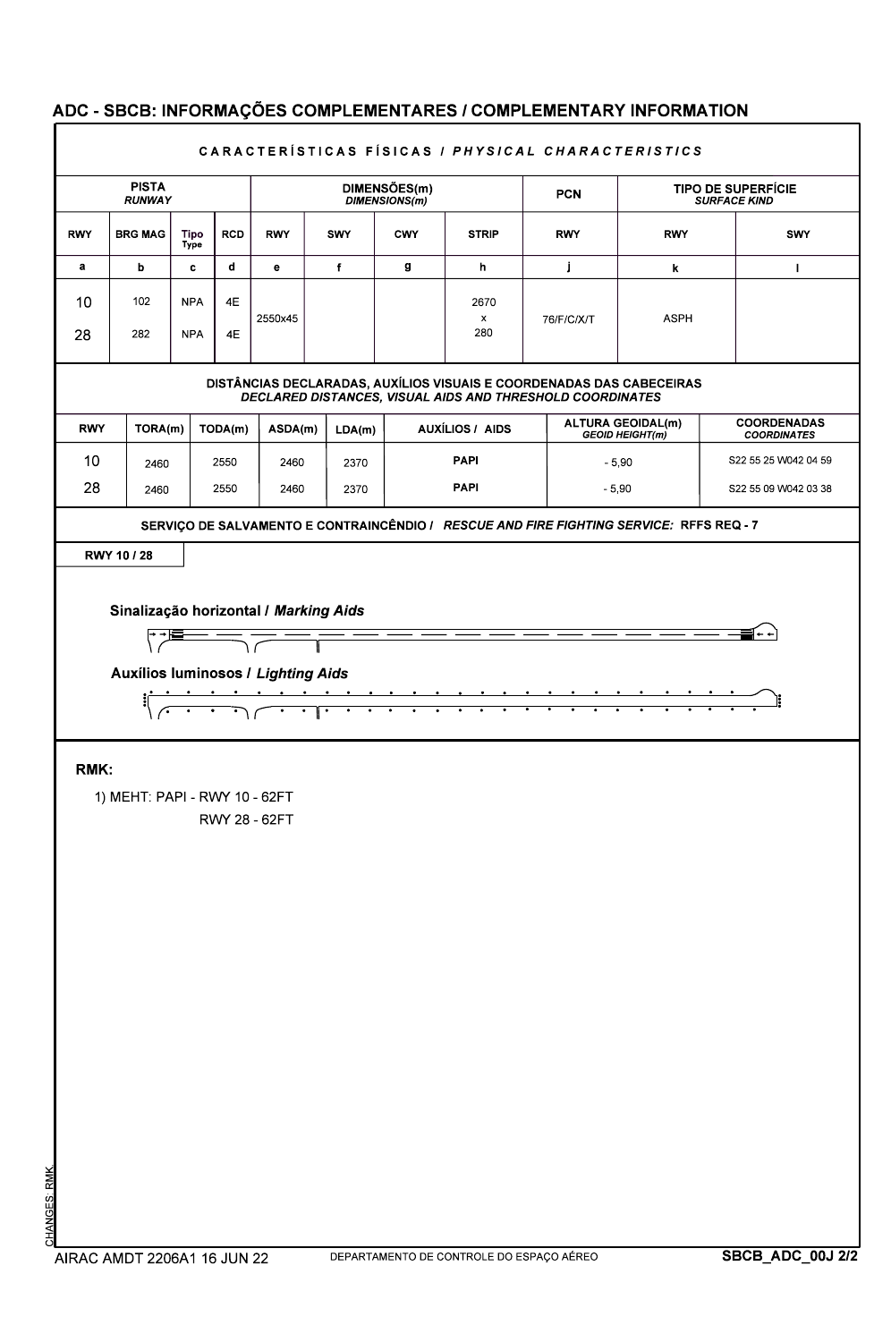## ADC - SBCB: INFORMAÇÕES COMPLEMENTARES / COMPLEMENTARY INFORMATION

**CARACTERÍSTICAS FÍSICAS / *PHYSICAL CHARACTERISTICS***

| PISTA *RUNWAY* | | | | DIMENSÕES(m) *DIMENSIONS(m)* | | | | PCN | TIPO DE SUPERFÍCIE *SURFACE KIND* | |
|---|---|---|---|---|---|---|---|---|---|---|
| RWY | BRG MAG | Tipo Type | RCD | RWY | SWY | CWY | STRIP | RWY | RWY | SWY |
| a | b | c | d | e | f | g | h | j | k | l |
| 10 | 102 | NPA | 4E | 2550x45 | | | 2670 x 280 | 76/F/C/X/T | ASPH | |
| 28 | 282 | NPA | 4E | | | | | | | |

**DISTÂNCIAS DECLARADAS, AUXÍLIOS VISUAIS E COORDENADAS DAS CABECEIRAS**
***DECLARED DISTANCES, VISUAL AIDS AND THRESHOLD COORDINATES***

| RWY | TORA(m) | TODA(m) | ASDA(m) | LDA(m) | AUXÍLIOS / AIDS | ALTURA GEOIDAL(m) *GEOID HEIGHT(m)* | COORDENADAS *COORDINATES* |
|---|---|---|---|---|---|---|---|
| 10 | 2460 | 2550 | 2460 | 2370 | PAPI | - 5,90 | S22 55 25 W042 04 59 |
| 28 | 2460 | 2550 | 2460 | 2370 | PAPI | - 5,90 | S22 55 09 W042 03 38 |

**SERVIÇO DE SALVAMENTO E CONTRAINCÊNDIO / *RESCUE AND FIRE FIGHTING SERVICE:* RFFS REQ - 7**

**RWY 10 / 28**

**Sinalização horizontal / *Marking Aids***

**Auxílios luminosos / *Lighting Aids***

**RMK:**

1) MEHT: PAPI - RWY 10 - 62FT
RWY 28 - 62FT

CHANGES: RMK

AIRAC AMDT 2206A1 16 JUN 22

DEPARTAMENTO DE CONTROLE DO ESPAÇO AÉREO

SBCB_ADC_00J 2/2